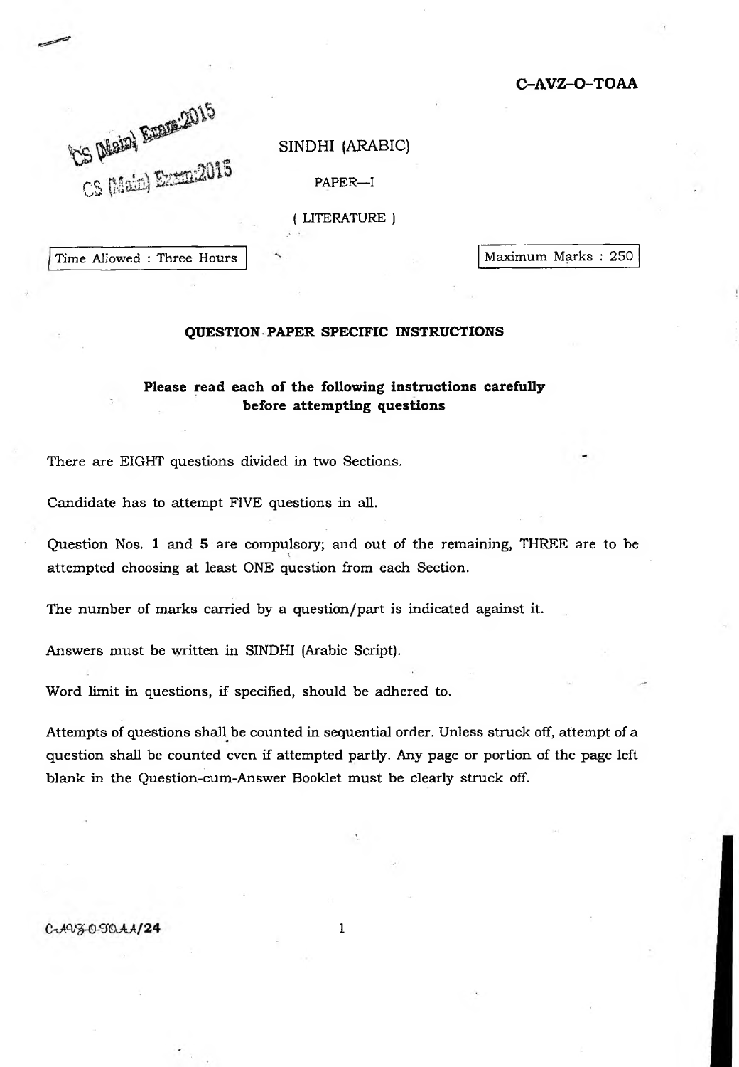**C–AVZ–O–TOAA**

CS (Main) Exam:2015

# SINDHI (ARABIC)

PAPER—I

( LITERATURE )

Time Allowed : Three Hours

Maximum Marks : 250

## QUESTION PAPER SPECIFIC INSTRUCTIONS

**Please read each of the following instructions carefully before attempting questions**

There are EIGHT questions divided in two Sections.

Candidate has to attempt FIVE questions in all.

Question Nos. **1** and **5** are compulsory; and out of the remaining, THREE are to be attempted choosing at least ONE question from each Section.

The number of marks carried by a question/part is indicated against it.

Answers must be written in SINDHI (Arabic Script).

Word limit in questions, if specified, should be adhered to.

Attempts of questions shall be counted in sequential order. Unless struck off, attempt of a question shall be counted even if attempted partly. Any page or portion of the page left blank in the Question-cum-Answer Booklet must be clearly struck off.

C-AVZ-O-TOAA/24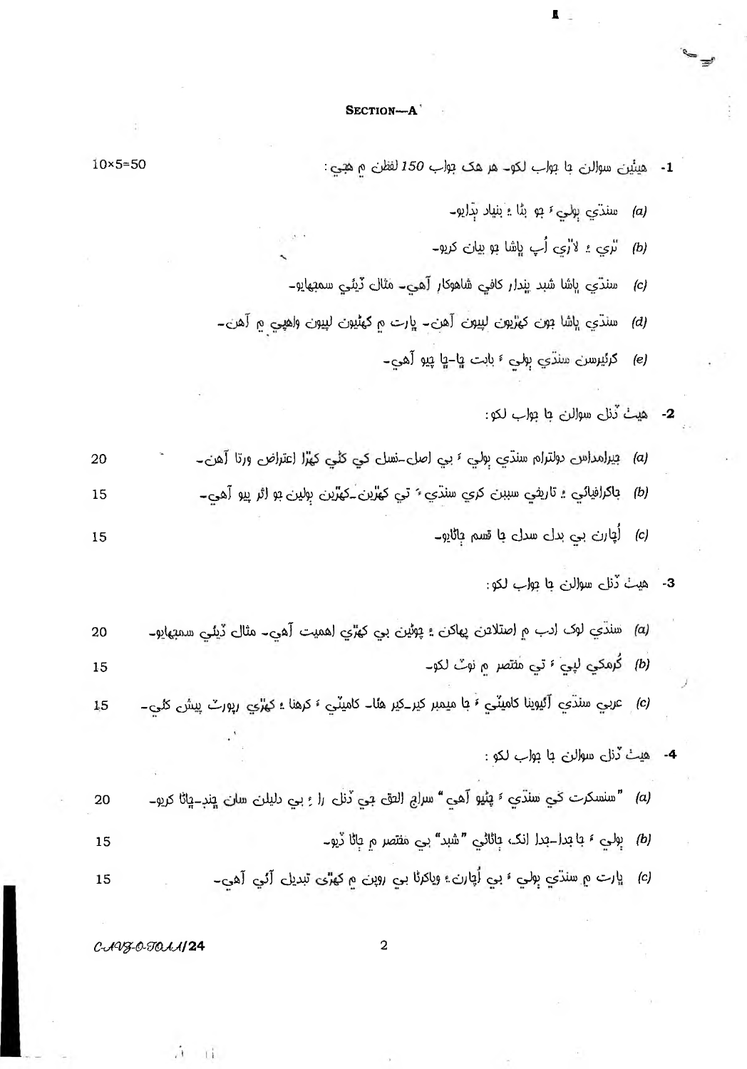## SECTION—A

**1-** هيٺين سوالن جا جواب لکو- هر هک جواب 150 لفظن ۾ هجي : 10×5=50

(a) سنڌي ٻوليءَ جو ٻڌا ۽ بنياد ٻڌايو-

(b) ٿري ۽ لاڙي اُپ ڀاشا جو بيان ڪريو-

(c) سنڌي ڀاشا شبد ڀنڊار ڪافي شاهوڪار آهي- مثال ڏيئي سمجهايو-

(d) سنڌي ڀاشا جون ڪهڙيون لپيون آهن- ڀارت ۾ ڪهڙيون لپيون واهپي ۾ آهن-

(e) گرئيرسن سنڌي ٻوليءَ بابت ڇا-ڇا چيو آهي-

**2-** هيٺ ڏنل سوالن جا جواب لکو:

(a) ڄيرامداس دولترام سنڌي ٻوليءَ جي اصل-نسل کي ڪٿي ڪهڙا اعتراض ورتا آهن- 20

(b) ڀاڳرافيائي ۽ تاريخي سببن ڪري سنڌيءَ تي ڪهڙين-ڪهڙين ٻولين جو اثر پيو آهي- 15

(c) اُچارن جي بدل سدل جا قسم ڄاڻايو- 15

**3-** هيٺ ڏنل سوالن جا جواب لکو:

(a) سنڌي لوڪ ادب ۾ اصطلاحن پهاڪن ۽ چوڻين جي ڪهڙي اهميت آهي- مثال ڏيئي سمجهايو- 20

(b) ڳُرمکي لپيءَ تي مختصر ۾ نوٽ لکو- 15

(c) عربي سنڌي آئيوينا ڪاميٽيءَ جا ميمبر ڪير-ڪير هئا- ڪاميٽيءَ ڪرهنا ۽ ڪهڙي رپورٽ پيش ڪئي- 15

**4-** هيٺ ڏنل سوالن جا جواب لکو :

(a) "سنسڪرت ڪي سنڌيءَ ڇٽيو آهي" سراج الحق جي ڏنل راءِ جي دليلن سان ڇند-ڇاڻ ڪريو- 20

(b) ٻوليءَ جا جدا-جدا انگ ڄاڻائي "شبد" جي مختصر ۾ ڄاڻ ڏيو- 15

(c) ڀارت ۾ سنڌي ٻوليءَ جي اُچارن ۽ وياڪرڻا جي روپن ۾ ڪهڙي تبديل آئي آهي- 15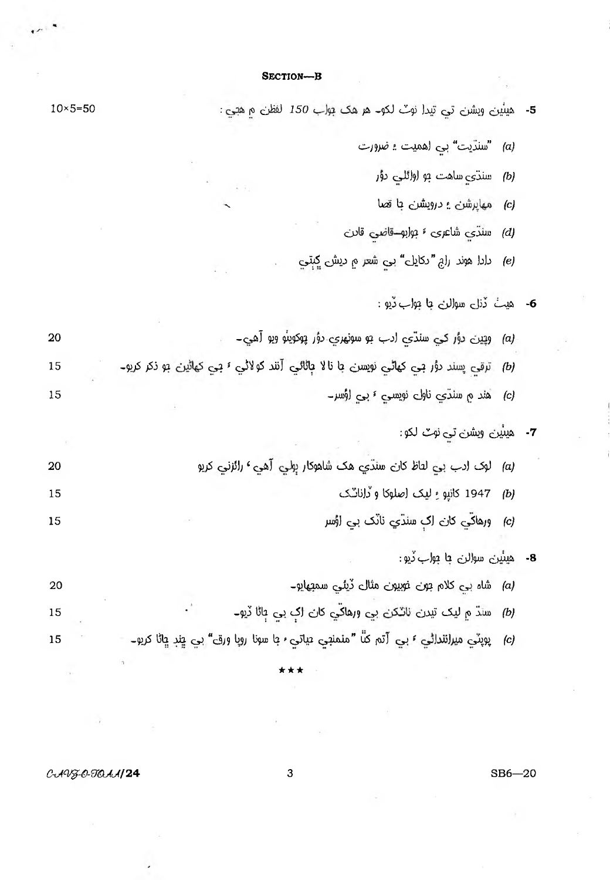## SECTION—B

5- هيٺين ويشن تي ننڍا نوٽ لکو- هر هڪ جواب 150 لفظن ۾ هجي : 10×5=50

(a) "سنڌيت" جي اهميت ۽ ضرورت

(b) سنڌي ساهت جو اوائلي دؤر

(c) مهاپرشن ۽ درويشن جا قصا

(d) سنڌي شاعري ۽ ڄوابو—قاضي قادن

(e) دادا هوند راڄ "دکايل" جي شعر ۾ ديش ڀڳتي

6- هيٺ ڏنل سوالن جا جواب ڏيو :

(a) ورهاڱي کان پوءِ ڪهڙو دؤر سنڌي ادب جو سونهري دؤر چوڪويو ويو آهي- 20

(b) ترقي پسند دؤر جي ڪهاڻي نويسن جا نالا ڄاڻائي آنند گولاڻي ۽ جي ڪهاڻين جو ذڪر ڪريو- 15

(c) هند ۾ سنڌي ناول نويسي ۽ جي اوسر- 15

7- هيٺين ويشن تي نوٽ لکو:

(a) لوڪ ادب جي لحاظ کان سنڌي هڪ شاهوڪار ٻولي آهي ؛ رائزني ڪريو 20

(b) 1947 کانپوءِ ليک اصلوڪا و ڏاناٽڪ 15

(c) ورهاڱي کان اڳ سنڌي ناٽڪ جي اوسر 15

8- هيٺين سوالن جا جواب ڏيو:

(a) شاهه جي ڪلام جون خوبيون مثال ڏيئي سمجهايو- 20

(b) سنڌ ۾ ليک تيدن ناٽڪن جي ورهاڱي کان اڳ جي ڄاڻ ڏيو- 15

(c) پوپٽي ميرانندلاڻي ۽ جي آتم ڪٿا "منمنجي حياتي ۽ جا سونا روپا ورق" جي چند ڄاڻا ڪريو- 15

★★★